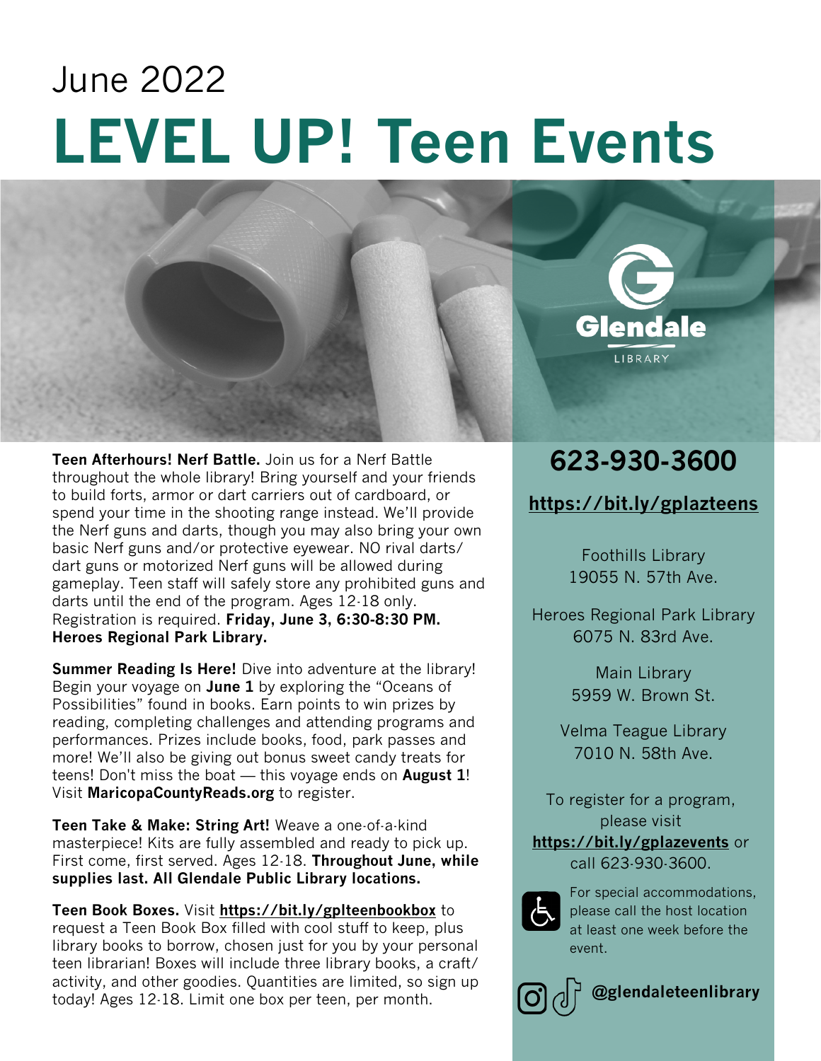June 2022

# LEVEL UP! Teen Events

Glendale LIBRARY

**Teen Afterhours! Nerf Battle.** Join us for a Nerf Battle throughout the whole library! Bring yourself and your friends to build forts, armor or dart carriers out of cardboard, or spend your time in the shooting range instead. We'll provide the Nerf guns and darts, though you may also bring your own basic Nerf guns and/or protective eyewear. NO rival darts/ dart guns or motorized Nerf guns will be allowed during gameplay. Teen staff will safely store any prohibited guns and darts until the end of the program. Ages 12-18 only. Registration is required. **Friday, June 3, 6:30-8:30 PM. Heroes Regional Park Library.**

**Summer Reading Is Here!** Dive into adventure at the library! Begin your voyage on **June 1** by exploring the "Oceans of Possibilities" found in books. Earn points to win prizes by reading, completing challenges and attending programs and performances. Prizes include books, food, park passes and more! We'll also be giving out bonus sweet candy treats for teens! Don't miss the boat — this voyage ends on **August 1**! Visit **MaricopaCountyReads.org** to register.

**Teen Take & Make: String Art!** Weave a one-of-a-kind masterpiece! Kits are fully assembled and ready to pick up. First come, first served. Ages 12-18. **Throughout June, while supplies last. All Glendale Public Library locations.**

**Teen Book Boxes.** Visit **https://bit.ly/gplteenbookbox** to request a Teen Book Box filled with cool stuff to keep, plus library books to borrow, chosen just for you by your personal teen librarian! Boxes will include three library books, a craft/ activity, and other goodies. Quantities are limited, so sign up today! Ages 12-18. Limit one box per teen, per month.

## 623-930-3600

**https://bit.ly/gplazteens**

Foothills Library
19055 N. 57th Ave.

Heroes Regional Park Library
6075 N. 83rd Ave.

Main Library
5959 W. Brown St.

Velma Teague Library
7010 N. 58th Ave.

To register for a program, please visit **https://bit.ly/gplazevents** or call 623-930-3600.

For special accommodations, please call the host location at least one week before the event.

**@glendaleteenlibrary**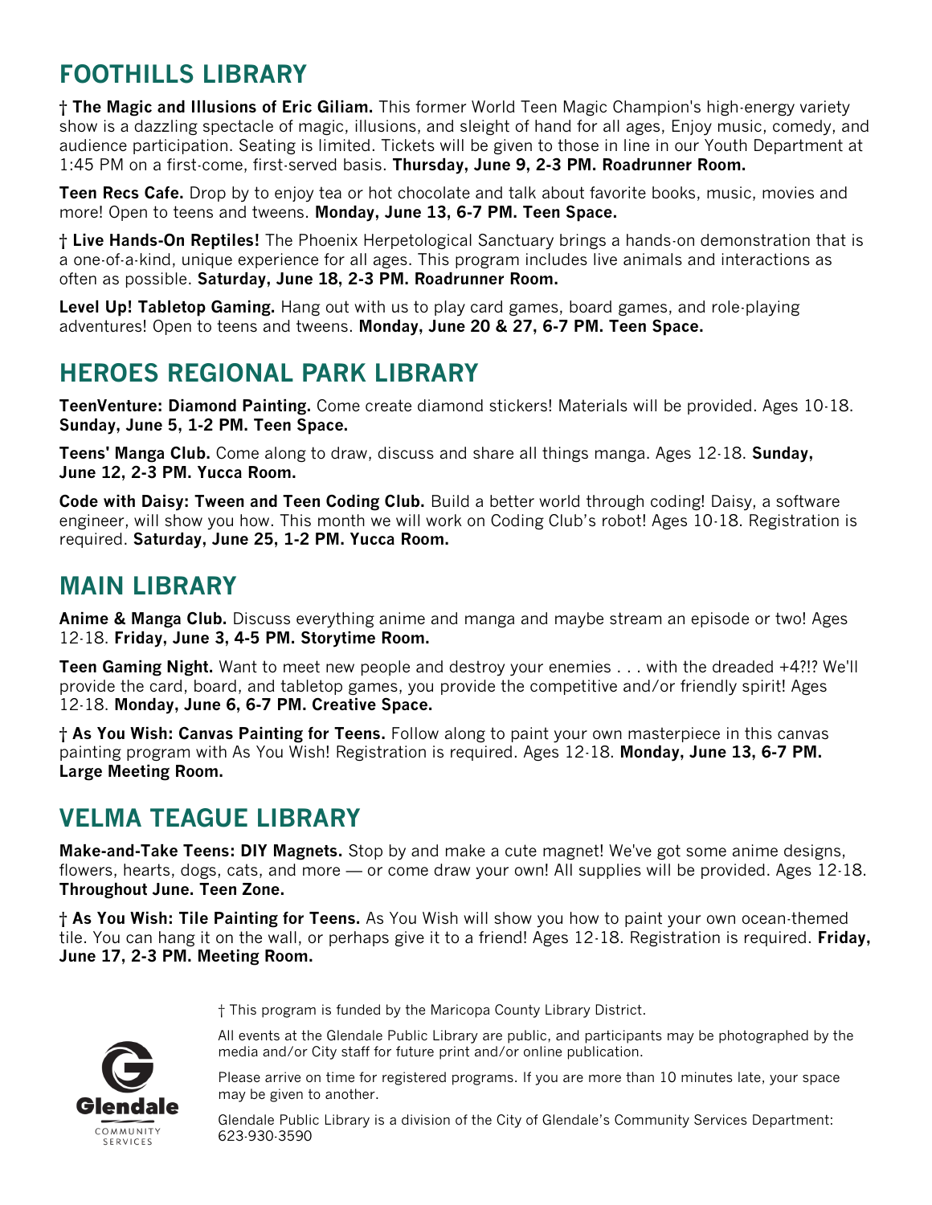## FOOTHILLS LIBRARY

† **The Magic and Illusions of Eric Giliam.** This former World Teen Magic Champion's high-energy variety show is a dazzling spectacle of magic, illusions, and sleight of hand for all ages, Enjoy music, comedy, and audience participation. Seating is limited. Tickets will be given to those in line in our Youth Department at 1:45 PM on a first-come, first-served basis. **Thursday, June 9, 2-3 PM. Roadrunner Room.**

**Teen Recs Cafe.** Drop by to enjoy tea or hot chocolate and talk about favorite books, music, movies and more! Open to teens and tweens. **Monday, June 13, 6-7 PM. Teen Space.**

† **Live Hands-On Reptiles!** The Phoenix Herpetological Sanctuary brings a hands-on demonstration that is a one-of-a-kind, unique experience for all ages. This program includes live animals and interactions as often as possible. **Saturday, June 18, 2-3 PM. Roadrunner Room.**

**Level Up! Tabletop Gaming.** Hang out with us to play card games, board games, and role-playing adventures! Open to teens and tweens. **Monday, June 20 & 27, 6-7 PM. Teen Space.**

## HEROES REGIONAL PARK LIBRARY

**TeenVenture: Diamond Painting.** Come create diamond stickers! Materials will be provided. Ages 10-18. **Sunday, June 5, 1-2 PM. Teen Space.**

**Teens' Manga Club.** Come along to draw, discuss and share all things manga. Ages 12-18. **Sunday, June 12, 2-3 PM. Yucca Room.**

**Code with Daisy: Tween and Teen Coding Club.** Build a better world through coding! Daisy, a software engineer, will show you how. This month we will work on Coding Club's robot! Ages 10-18. Registration is required. **Saturday, June 25, 1-2 PM. Yucca Room.**

## MAIN LIBRARY

**Anime & Manga Club.** Discuss everything anime and manga and maybe stream an episode or two! Ages 12-18. **Friday, June 3, 4-5 PM. Storytime Room.**

**Teen Gaming Night.** Want to meet new people and destroy your enemies . . . with the dreaded +4?!? We'll provide the card, board, and tabletop games, you provide the competitive and/or friendly spirit! Ages 12-18. **Monday, June 6, 6-7 PM. Creative Space.**

† **As You Wish: Canvas Painting for Teens.** Follow along to paint your own masterpiece in this canvas painting program with As You Wish! Registration is required. Ages 12-18. **Monday, June 13, 6-7 PM. Large Meeting Room.**

## VELMA TEAGUE LIBRARY

**Make-and-Take Teens: DIY Magnets.** Stop by and make a cute magnet! We've got some anime designs, flowers, hearts, dogs, cats, and more — or come draw your own! All supplies will be provided. Ages 12-18. **Throughout June. Teen Zone.**

† **As You Wish: Tile Painting for Teens.** As You Wish will show you how to paint your own ocean-themed tile. You can hang it on the wall, or perhaps give it to a friend! Ages 12-18. Registration is required. **Friday, June 17, 2-3 PM. Meeting Room.**

† This program is funded by the Maricopa County Library District.

All events at the Glendale Public Library are public, and participants may be photographed by the media and/or City staff for future print and/or online publication.

Please arrive on time for registered programs. If you are more than 10 minutes late, your space may be given to another.

Glendale Public Library is a division of the City of Glendale's Community Services Department: 623-930-3590

Glendale COMMUNITY SERVICES